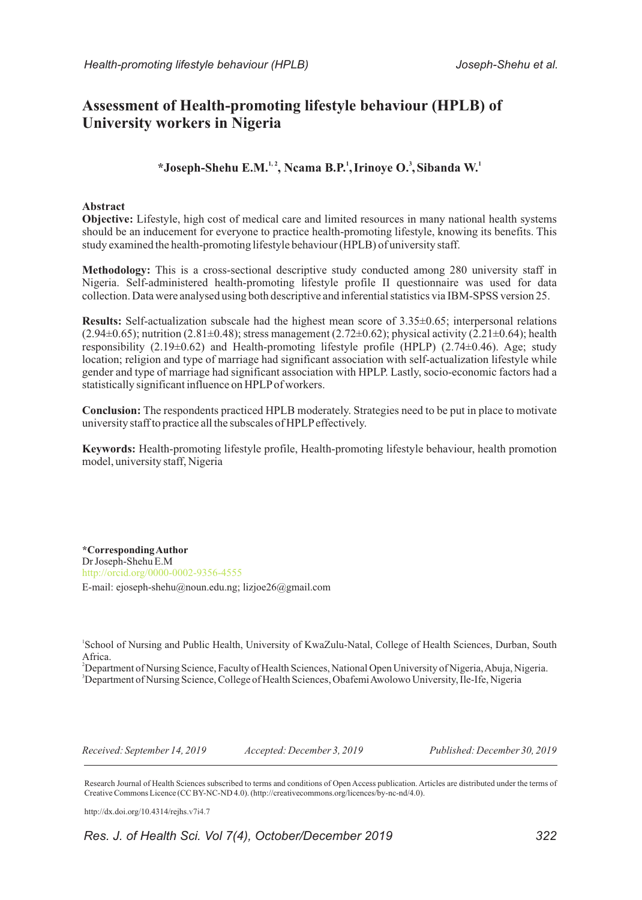# Assessment of Health-promoting lifestyle behaviour (HPLB) of University workers in Nigeria

**\*Joseph-Shehu E.M.[1, 2], Ncama B.P.[1], Irinoye O.[3], Sibanda W.[1]**

## Abstract

**Objective:** Lifestyle, high cost of medical care and limited resources in many national health systems should be an inducement for everyone to practice health-promoting lifestyle, knowing its benefits. This study examined the health-promoting lifestyle behaviour (HPLB) of university staff.

**Methodology:** This is a cross-sectional descriptive study conducted among 280 university staff in Nigeria. Self-administered health-promoting lifestyle profile II questionnaire was used for data collection. Data were analysed using both descriptive and inferential statistics via IBM-SPSS version 25.

**Results:** Self-actualization subscale had the highest mean score of 3.35±0.65; interpersonal relations (2.94±0.65); nutrition (2.81±0.48); stress management (2.72±0.62); physical activity (2.21±0.64); health responsibility (2.19±0.62) and Health-promoting lifestyle profile (HPLP) (2.74±0.46). Age; study location; religion and type of marriage had significant association with self-actualization lifestyle while gender and type of marriage had significant association with HPLP. Lastly, socio-economic factors had a statistically significant influence on HPLP of workers.

**Conclusion:** The respondents practiced HPLB moderately. Strategies need to be put in place to motivate university staff to practice all the subscales of HPLP effectively.

**Keywords:** Health-promoting lifestyle profile, Health-promoting lifestyle behaviour, health promotion model, university staff, Nigeria

**\*Corresponding Author**
Dr Joseph-Shehu E.M
http://orcid.org/0000-0002-9356-4555
E-mail: ejoseph-shehu@noun.edu.ng; lizjoe26@gmail.com

[1]School of Nursing and Public Health, University of KwaZulu-Natal, College of Health Sciences, Durban, South Africa.
[2]Department of Nursing Science, Faculty of Health Sciences, National Open University of Nigeria, Abuja, Nigeria.
[3]Department of Nursing Science, College of Health Sciences, Obafemi Awolowo University, Ile-Ife, Nigeria

*Received: September 14, 2019* *Accepted: December 3, 2019* *Published: December 30, 2019*

Research Journal of Health Sciences subscribed to terms and conditions of Open Access publication. Articles are distributed under the terms of Creative Commons Licence (CC BY-NC-ND 4.0). (http://creativecommons.org/licences/by-nc-nd/4.0).

http://dx.doi.org/10.4314/rejhs.v7i4.7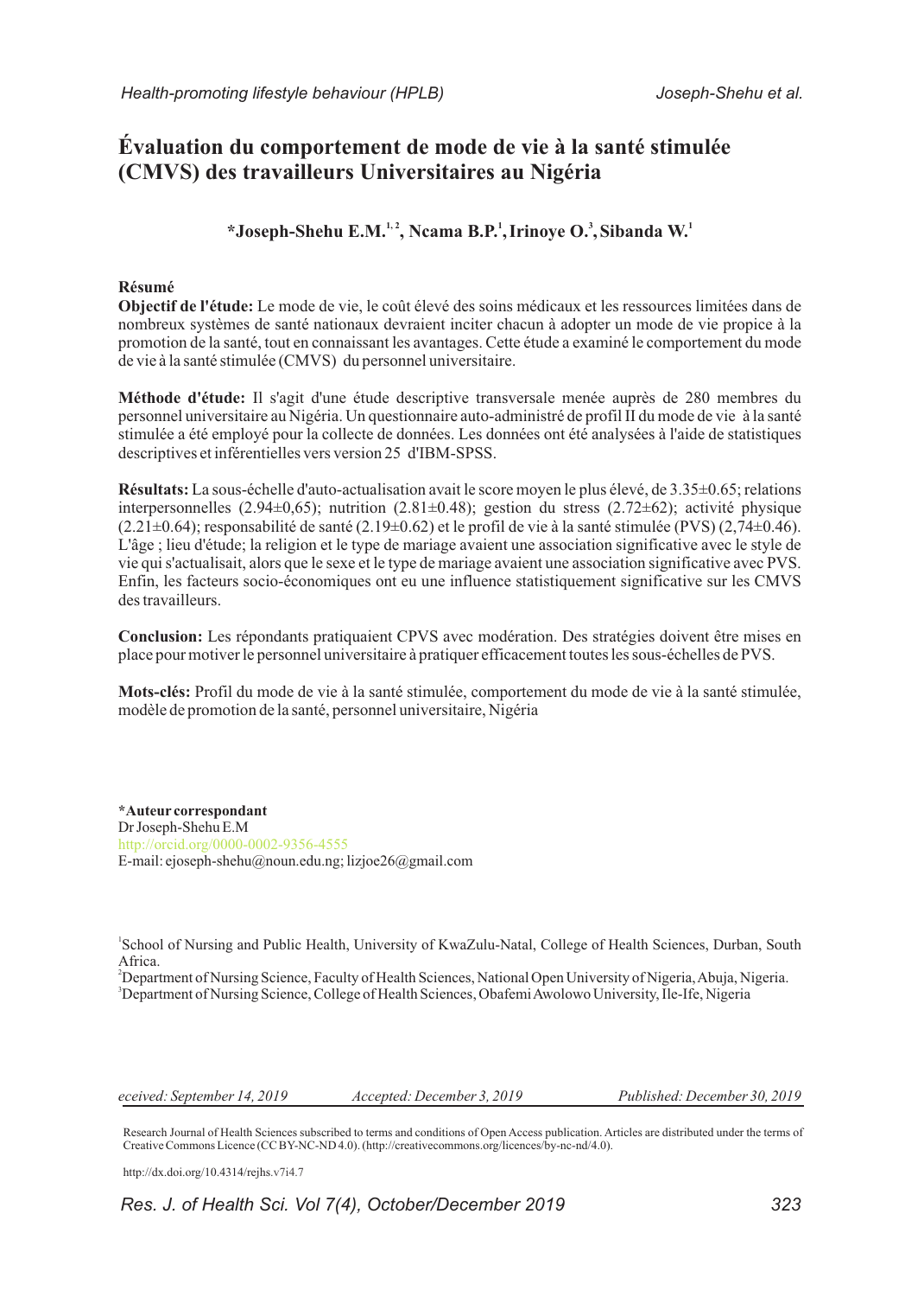# Évaluation du comportement de mode de vie à la santé stimulée (CMVS) des travailleurs Universitaires au Nigéria

**\*Joseph-Shehu E.M.[1,2], Ncama B.P.[1], Irinoye O.[3], Sibanda W.[1]**

**Résumé**

**Objectif de l'étude:** Le mode de vie, le coût élevé des soins médicaux et les ressources limitées dans de nombreux systèmes de santé nationaux devraient inciter chacun à adopter un mode de vie propice à la promotion de la santé, tout en connaissant les avantages. Cette étude a examiné le comportement du mode de vie à la santé stimulée (CMVS) du personnel universitaire.

**Méthode d'étude:** Il s'agit d'une étude descriptive transversale menée auprès de 280 membres du personnel universitaire au Nigéria. Un questionnaire auto-administré de profil II du mode de vie à la santé stimulée a été employé pour la collecte de données. Les données ont été analysées à l'aide de statistiques descriptives et inférentielles vers version 25 d'IBM-SPSS.

**Résultats:** La sous-échelle d'auto-actualisation avait le score moyen le plus élevé, de 3.35±0.65; relations interpersonnelles (2.94±0,65); nutrition (2.81±0.48); gestion du stress (2.72±62); activité physique (2.21±0.64); responsabilité de santé (2.19±0.62) et le profil de vie à la santé stimulée (PVS) (2,74±0.46). L'âge ; lieu d'étude; la religion et le type de mariage avaient une association significative avec le style de vie qui s'actualisait, alors que le sexe et le type de mariage avaient une association significative avec PVS. Enfin, les facteurs socio-économiques ont eu une influence statistiquement significative sur les CMVS des travailleurs.

**Conclusion:** Les répondants pratiquaient CPVS avec modération. Des stratégies doivent être mises en place pour motiver le personnel universitaire à pratiquer efficacement toutes les sous-échelles de PVS.

**Mots-clés:** Profil du mode de vie à la santé stimulée, comportement du mode de vie à la santé stimulée, modèle de promotion de la santé, personnel universitaire, Nigéria

**\*Auteur correspondant**
Dr Joseph-Shehu E.M
http://orcid.org/0000-0002-9356-4555
E-mail: ejoseph-shehu@noun.edu.ng; lizjoe26@gmail.com

[1]School of Nursing and Public Health, University of KwaZulu-Natal, College of Health Sciences, Durban, South Africa.
[2]Department of Nursing Science, Faculty of Health Sciences, National Open University of Nigeria, Abuja, Nigeria.
[3]Department of Nursing Science, College of Health Sciences, Obafemi Awolowo University, Ile-Ife, Nigeria

*eceived: September 14, 2019* *Accepted: December 3, 2019* *Published: December 30, 2019*

Research Journal of Health Sciences subscribed to terms and conditions of Open Access publication. Articles are distributed under the terms of Creative Commons Licence (CC BY-NC-ND 4.0). (http://creativecommons.org/licences/by-nc-nd/4.0).

http://dx.doi.org/10.4314/rejhs.v7i4.7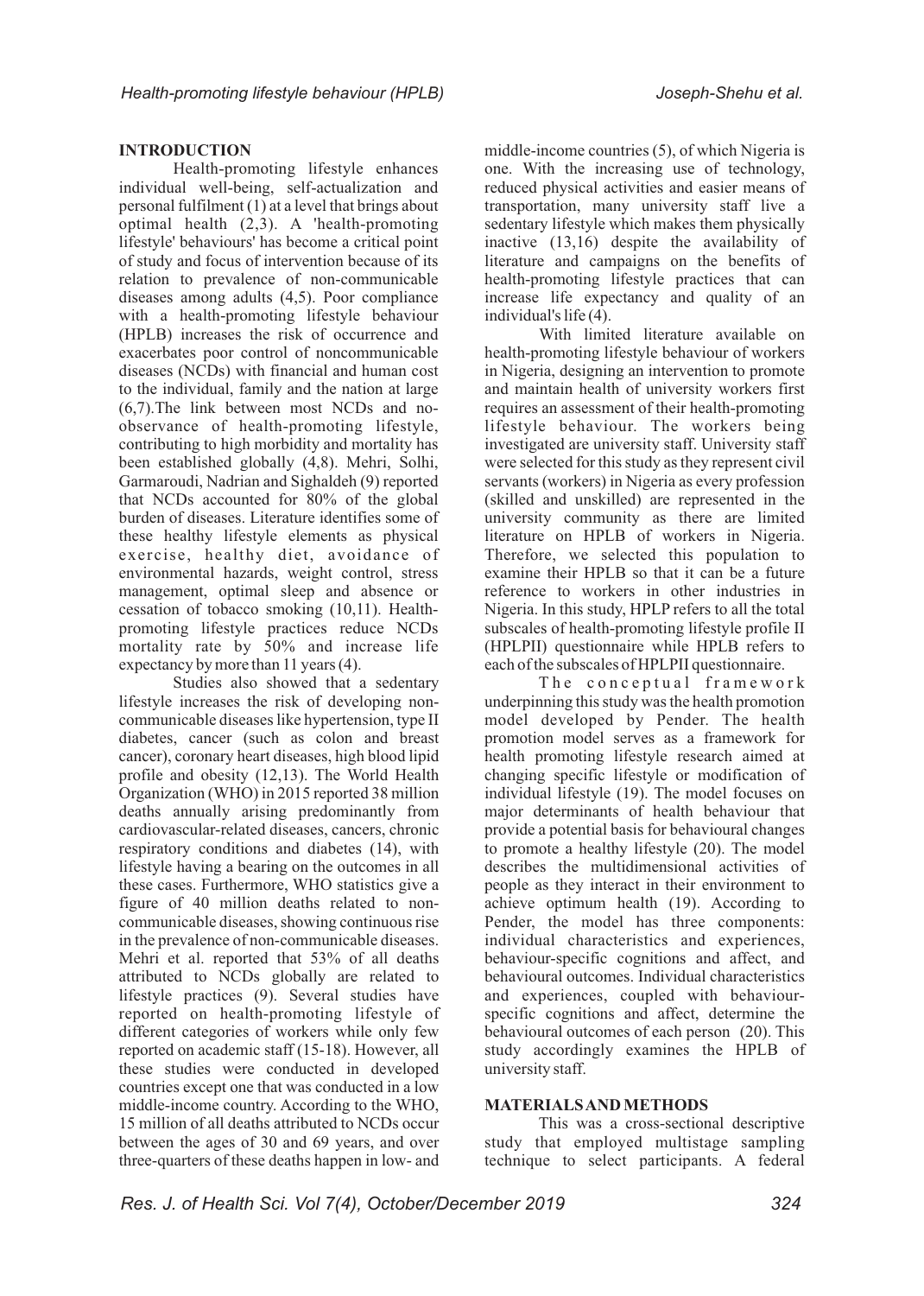## INTRODUCTION

Health-promoting lifestyle enhances individual well-being, self-actualization and personal fulfilment (1) at a level that brings about optimal health (2,3). A 'health-promoting lifestyle' behaviours' has become a critical point of study and focus of intervention because of its relation to prevalence of non-communicable diseases among adults (4,5). Poor compliance with a health-promoting lifestyle behaviour (HPLB) increases the risk of occurrence and exacerbates poor control of noncommunicable diseases (NCDs) with financial and human cost to the individual, family and the nation at large (6,7).The link between most NCDs and no-observance of health-promoting lifestyle, contributing to high morbidity and mortality has been established globally (4,8). Mehri, Solhi, Garmaroudi, Nadrian and Sighaldeh (9) reported that NCDs accounted for 80% of the global burden of diseases. Literature identifies some of these healthy lifestyle elements as physical exercise, healthy diet, avoidance of environmental hazards, weight control, stress management, optimal sleep and absence or cessation of tobacco smoking (10,11). Health-promoting lifestyle practices reduce NCDs mortality rate by 50% and increase life expectancy by more than 11 years (4).

Studies also showed that a sedentary lifestyle increases the risk of developing non-communicable diseases like hypertension, type II diabetes, cancer (such as colon and breast cancer), coronary heart diseases, high blood lipid profile and obesity (12,13). The World Health Organization (WHO) in 2015 reported 38 million deaths annually arising predominantly from cardiovascular-related diseases, cancers, chronic respiratory conditions and diabetes (14), with lifestyle having a bearing on the outcomes in all these cases. Furthermore, WHO statistics give a figure of 40 million deaths related to non-communicable diseases, showing continuous rise in the prevalence of non-communicable diseases. Mehri et al. reported that 53% of all deaths attributed to NCDs globally are related to lifestyle practices (9). Several studies have reported on health-promoting lifestyle of different categories of workers while only few reported on academic staff (15-18). However, all these studies were conducted in developed countries except one that was conducted in a low middle-income country. According to the WHO, 15 million of all deaths attributed to NCDs occur between the ages of 30 and 69 years, and over three-quarters of these deaths happen in low- and middle-income countries (5), of which Nigeria is one. With the increasing use of technology, reduced physical activities and easier means of transportation, many university staff live a sedentary lifestyle which makes them physically inactive (13,16) despite the availability of literature and campaigns on the benefits of health-promoting lifestyle practices that can increase life expectancy and quality of an individual's life (4).

With limited literature available on health-promoting lifestyle behaviour of workers in Nigeria, designing an intervention to promote and maintain health of university workers first requires an assessment of their health-promoting lifestyle behaviour. The workers being investigated are university staff. University staff were selected for this study as they represent civil servants (workers) in Nigeria as every profession (skilled and unskilled) are represented in the university community as there are limited literature on HPLB of workers in Nigeria. Therefore, we selected this population to examine their HPLB so that it can be a future reference to workers in other industries in Nigeria. In this study, HPLP refers to all the total subscales of health-promoting lifestyle profile II (HPLPII) questionnaire while HPLB refers to each of the subscales of HPLPII questionnaire.

The conceptual framework underpinning this study was the health promotion model developed by Pender. The health promotion model serves as a framework for health promoting lifestyle research aimed at changing specific lifestyle or modification of individual lifestyle (19). The model focuses on major determinants of health behaviour that provide a potential basis for behavioural changes to promote a healthy lifestyle (20). The model describes the multidimensional activities of people as they interact in their environment to achieve optimum health (19). According to Pender, the model has three components: individual characteristics and experiences, behaviour-specific cognitions and affect, and behavioural outcomes. Individual characteristics and experiences, coupled with behaviour-specific cognitions and affect, determine the behavioural outcomes of each person (20). This study accordingly examines the HPLB of university staff.

## MATERIALS AND METHODS

This was a cross-sectional descriptive study that employed multistage sampling technique to select participants. A federal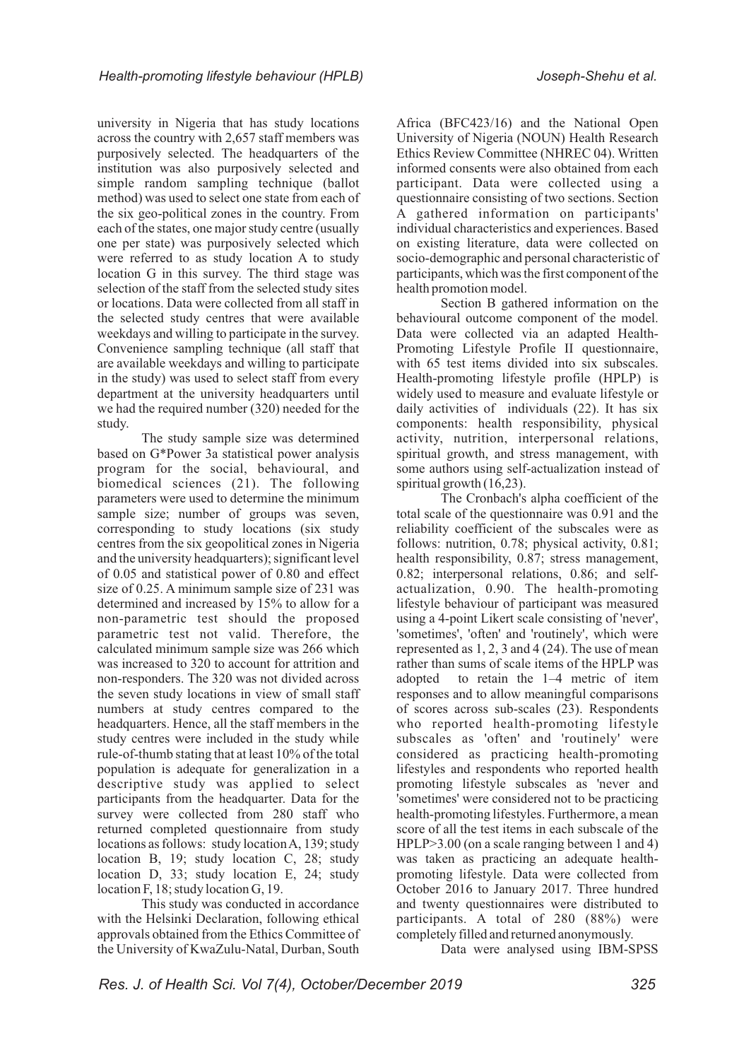university in Nigeria that has study locations across the country with 2,657 staff members was purposively selected. The headquarters of the institution was also purposively selected and simple random sampling technique (ballot method) was used to select one state from each of the six geo-political zones in the country. From each of the states, one major study centre (usually one per state) was purposively selected which were referred to as study location A to study location G in this survey. The third stage was selection of the staff from the selected study sites or locations. Data were collected from all staff in the selected study centres that were available weekdays and willing to participate in the survey. Convenience sampling technique (all staff that are available weekdays and willing to participate in the study) was used to select staff from every department at the university headquarters until we had the required number (320) needed for the study.

The study sample size was determined based on G*Power 3a statistical power analysis program for the social, behavioural, and biomedical sciences (21). The following parameters were used to determine the minimum sample size; number of groups was seven, corresponding to study locations (six study centres from the six geopolitical zones in Nigeria and the university headquarters); significant level of 0.05 and statistical power of 0.80 and effect size of 0.25. A minimum sample size of 231 was determined and increased by 15% to allow for a non-parametric test should the proposed parametric test not valid. Therefore, the calculated minimum sample size was 266 which was increased to 320 to account for attrition and non-responders. The 320 was not divided across the seven study locations in view of small staff numbers at study centres compared to the headquarters. Hence, all the staff members in the study centres were included in the study while rule-of-thumb stating that at least 10% of the total population is adequate for generalization in a descriptive study was applied to select participants from the headquarter. Data for the survey were collected from 280 staff who returned completed questionnaire from study locations as follows: study location A, 139; study location B, 19; study location C, 28; study location D, 33; study location E, 24; study location F, 18; study location G, 19.

This study was conducted in accordance with the Helsinki Declaration, following ethical approvals obtained from the Ethics Committee of the University of KwaZulu-Natal, Durban, South Africa (BFC423/16) and the National Open University of Nigeria (NOUN) Health Research Ethics Review Committee (NHREC 04). Written informed consents were also obtained from each participant. Data were collected using a questionnaire consisting of two sections. Section A gathered information on participants' individual characteristics and experiences. Based on existing literature, data were collected on socio-demographic and personal characteristic of participants, which was the first component of the health promotion model.

Section B gathered information on the behavioural outcome component of the model. Data were collected via an adapted Health-Promoting Lifestyle Profile II questionnaire, with 65 test items divided into six subscales. Health-promoting lifestyle profile (HPLP) is widely used to measure and evaluate lifestyle or daily activities of individuals (22). It has six components: health responsibility, physical activity, nutrition, interpersonal relations, spiritual growth, and stress management, with some authors using self-actualization instead of spiritual growth (16,23).

The Cronbach's alpha coefficient of the total scale of the questionnaire was 0.91 and the reliability coefficient of the subscales were as follows: nutrition, 0.78; physical activity, 0.81; health responsibility, 0.87; stress management, 0.82; interpersonal relations, 0.86; and self-actualization, 0.90. The health-promoting lifestyle behaviour of participant was measured using a 4-point Likert scale consisting of 'never', 'sometimes', 'often' and 'routinely', which were represented as 1, 2, 3 and 4 (24). The use of mean rather than sums of scale items of the HPLP was adopted to retain the 1–4 metric of item responses and to allow meaningful comparisons of scores across sub-scales (23). Respondents who reported health-promoting lifestyle subscales as 'often' and 'routinely' were considered as practicing health-promoting lifestyles and respondents who reported health promoting lifestyle subscales as 'never and 'sometimes' were considered not to be practicing health-promoting lifestyles. Furthermore, a mean score of all the test items in each subscale of the HPLP>3.00 (on a scale ranging between 1 and 4) was taken as practicing an adequate health-promoting lifestyle. Data were collected from October 2016 to January 2017. Three hundred and twenty questionnaires were distributed to participants. A total of 280 (88%) were completely filled and returned anonymously.

Data were analysed using IBM-SPSS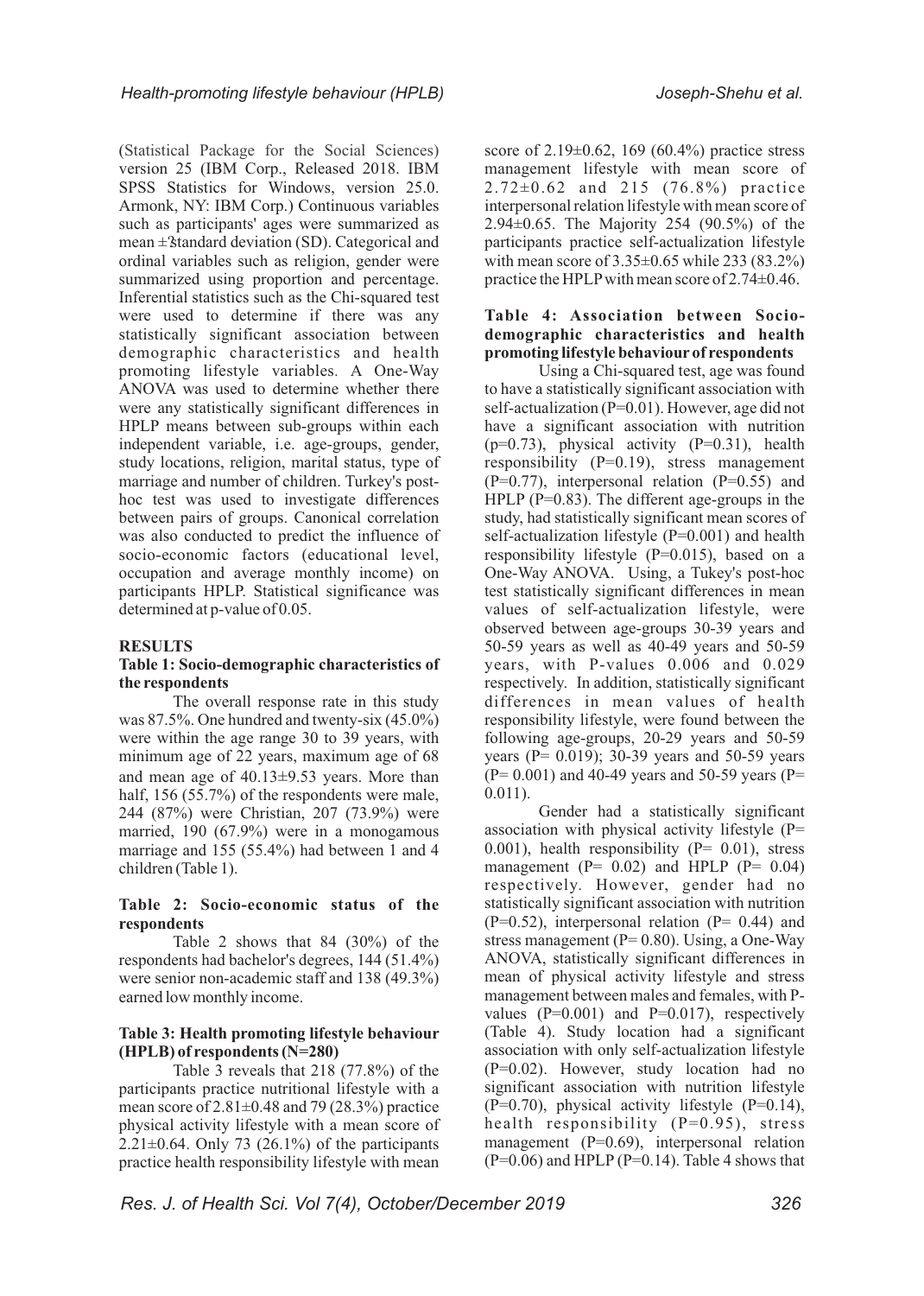(Statistical Package for the Social Sciences) version 25 (IBM Corp., Released 2018. IBM SPSS Statistics for Windows, version 25.0. Armonk, NY: IBM Corp.) Continuous variables such as participants' ages were summarized as mean ± standard deviation (SD). Categorical and ordinal variables such as religion, gender were summarized using proportion and percentage. Inferential statistics such as the Chi-squared test were used to determine if there was any statistically significant association between demographic characteristics and health promoting lifestyle variables. A One-Way ANOVA was used to determine whether there were any statistically significant differences in HPLP means between sub-groups within each independent variable, i.e. age-groups, gender, study locations, religion, marital status, type of marriage and number of children. Turkey's post-hoc test was used to investigate differences between pairs of groups. Canonical correlation was also conducted to predict the influence of socio-economic factors (educational level, occupation and average monthly income) on participants HPLP. Statistical significance was determined at p-value of 0.05.

## RESULTS

### Table 1: Socio-demographic characteristics of the respondents

The overall response rate in this study was 87.5%. One hundred and twenty-six (45.0%) were within the age range 30 to 39 years, with minimum age of 22 years, maximum age of 68 and mean age of 40.13±9.53 years. More than half, 156 (55.7%) of the respondents were male, 244 (87%) were Christian, 207 (73.9%) were married, 190 (67.9%) were in a monogamous marriage and 155 (55.4%) had between 1 and 4 children (Table 1).

### Table 2: Socio-economic status of the respondents

Table 2 shows that 84 (30%) of the respondents had bachelor's degrees, 144 (51.4%) were senior non-academic staff and 138 (49.3%) earned low monthly income.

### Table 3: Health promoting lifestyle behaviour (HPLB) of respondents (N=280)

Table 3 reveals that 218 (77.8%) of the participants practice nutritional lifestyle with a mean score of 2.81±0.48 and 79 (28.3%) practice physical activity lifestyle with a mean score of 2.21±0.64. Only 73 (26.1%) of the participants practice health responsibility lifestyle with mean score of 2.19±0.62, 169 (60.4%) practice stress management lifestyle with mean score of 2.72±0.62 and 215 (76.8%) practice interpersonal relation lifestyle with mean score of 2.94±0.65. The Majority 254 (90.5%) of the participants practice self-actualization lifestyle with mean score of 3.35±0.65 while 233 (83.2%) practice the HPLP with mean score of 2.74±0.46.

### Table 4: Association between Socio-demographic characteristics and health promoting lifestyle behaviour of respondents

Using a Chi-squared test, age was found to have a statistically significant association with self-actualization (P=0.01). However, age did not have a significant association with nutrition (p=0.73), physical activity (P=0.31), health responsibility (P=0.19), stress management (P=0.77), interpersonal relation (P=0.55) and HPLP (P=0.83). The different age-groups in the study, had statistically significant mean scores of self-actualization lifestyle (P=0.001) and health responsibility lifestyle (P=0.015), based on a One-Way ANOVA. Using, a Tukey's post-hoc test statistically significant differences in mean values of self-actualization lifestyle, were observed between age-groups 30-39 years and 50-59 years as well as 40-49 years and 50-59 years, with P-values 0.006 and 0.029 respectively. In addition, statistically significant differences in mean values of health responsibility lifestyle, were found between the following age-groups, 20-29 years and 50-59 years (P= 0.019); 30-39 years and 50-59 years (P= 0.001) and 40-49 years and 50-59 years (P= 0.011).

Gender had a statistically significant association with physical activity lifestyle (P= 0.001), health responsibility (P= 0.01), stress management (P= 0.02) and HPLP (P= 0.04) respectively. However, gender had no statistically significant association with nutrition (P=0.52), interpersonal relation (P= 0.44) and stress management (P= 0.80). Using, a One-Way ANOVA, statistically significant differences in mean of physical activity lifestyle and stress management between males and females, with P-values (P=0.001) and P=0.017), respectively (Table 4). Study location had a significant association with only self-actualization lifestyle (P=0.02). However, study location had no significant association with nutrition lifestyle (P=0.70), physical activity lifestyle (P=0.14), health responsibility (P=0.95), stress management (P=0.69), interpersonal relation (P=0.06) and HPLP (P=0.14). Table 4 shows that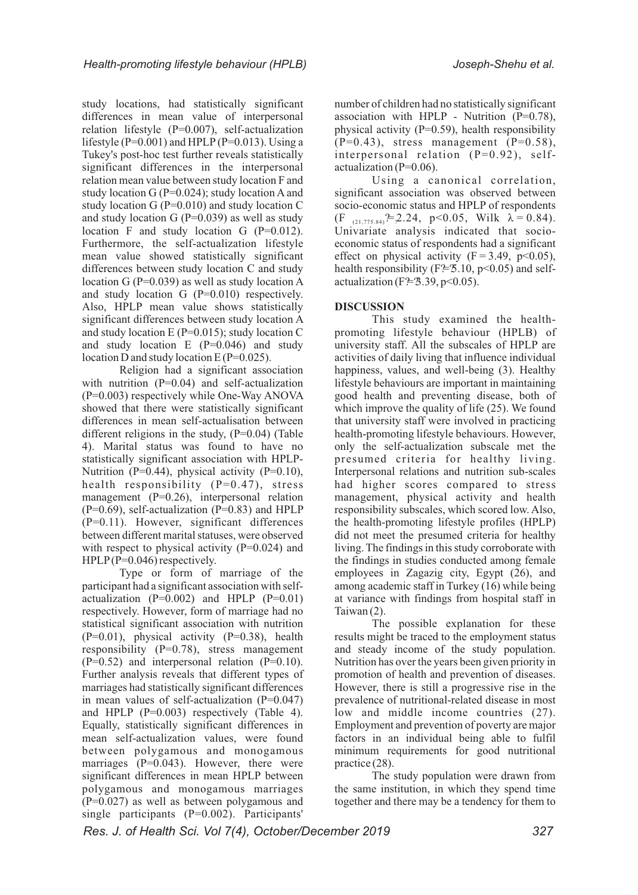study locations, had statistically significant differences in mean value of interpersonal relation lifestyle (P=0.007), self-actualization lifestyle (P=0.001) and HPLP (P=0.013). Using a Tukey's post-hoc test further reveals statistically significant differences in the interpersonal relation mean value between study location F and study location G (P=0.024); study location A and study location G (P=0.010) and study location C and study location G (P=0.039) as well as study location F and study location G (P=0.012). Furthermore, the self-actualization lifestyle mean value showed statistically significant differences between study location C and study location G (P=0.039) as well as study location A and study location G (P=0.010) respectively. Also, HPLP mean value shows statistically significant differences between study location A and study location E (P=0.015); study location C and study location E (P=0.046) and study location D and study location E (P=0.025).

Religion had a significant association with nutrition (P=0.04) and self-actualization (P=0.003) respectively while One-Way ANOVA showed that there were statistically significant differences in mean self-actualisation between different religions in the study, (P=0.04) (Table 4). Marital status was found to have no statistically significant association with HPLP-Nutrition (P=0.44), physical activity (P=0.10), health responsibility (P=0.47), stress management (P=0.26), interpersonal relation (P=0.69), self-actualization (P=0.83) and HPLP (P=0.11). However, significant differences between different marital statuses, were observed with respect to physical activity (P=0.024) and HPLP (P=0.046) respectively.

Type or form of marriage of the participant had a significant association with self-actualization (P=0.002) and HPLP (P=0.01) respectively. However, form of marriage had no statistical significant association with nutrition (P=0.01), physical activity (P=0.38), health responsibility (P=0.78), stress management (P=0.52) and interpersonal relation (P=0.10). Further analysis reveals that different types of marriages had statistically significant differences in mean values of self-actualization (P=0.047) and HPLP (P=0.003) respectively (Table 4). Equally, statistically significant differences in mean self-actualization values, were found between polygamous and monogamous marriages (P=0.043). However, there were significant differences in mean HPLP between polygamous and monogamous marriages (P=0.027) as well as between polygamous and single participants (P=0.002). Participants' number of children had no statistically significant association with HPLP - Nutrition (P=0.78), physical activity (P=0.59), health responsibility (P=0.43), stress management (P=0.58), interpersonal relation (P=0.92), self-actualization (P=0.06).

Using a canonical correlation, significant association was observed between socio-economic status and HPLP of respondents ($F_{(21,775.84)}$ = 2.24, $p<0.05$, Wilk $\lambda = 0.84$). Univariate analysis indicated that socio-economic status of respondents had a significant effect on physical activity ($F = 3.49$, $p<0.05$), health responsibility ($F = 5.10$, $p<0.05$) and self-actualization ($F = 3.39$, $p<0.05$).

## DISCUSSION

This study examined the health-promoting lifestyle behaviour (HPLB) of university staff. All the subscales of HPLP are activities of daily living that influence individual happiness, values, and well-being (3). Healthy lifestyle behaviours are important in maintaining good health and preventing disease, both of which improve the quality of life (25). We found that university staff were involved in practicing health-promoting lifestyle behaviours. However, only the self-actualization subscale met the presumed criteria for healthy living. Interpersonal relations and nutrition sub-scales had higher scores compared to stress management, physical activity and health responsibility subscales, which scored low. Also, the health-promoting lifestyle profiles (HPLP) did not meet the presumed criteria for healthy living. The findings in this study corroborate with the findings in studies conducted among female employees in Zagazig city, Egypt (26), and among academic staff in Turkey (16) while being at variance with findings from hospital staff in Taiwan (2).

The possible explanation for these results might be traced to the employment status and steady income of the study population. Nutrition has over the years been given priority in promotion of health and prevention of diseases. However, there is still a progressive rise in the prevalence of nutritional-related disease in most low and middle income countries (27). Employment and prevention of poverty are major factors in an individual being able to fulfil minimum requirements for good nutritional practice (28).

The study population were drawn from the same institution, in which they spend time together and there may be a tendency for them to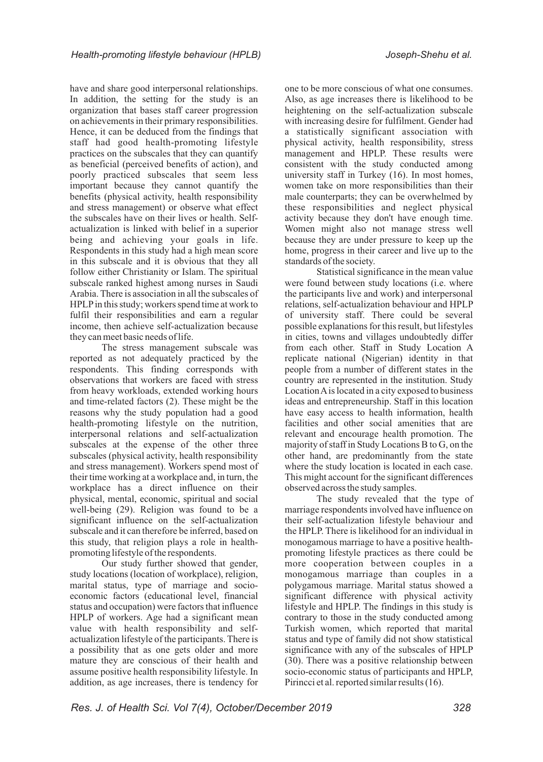have and share good interpersonal relationships. In addition, the setting for the study is an organization that bases staff career progression on achievements in their primary responsibilities. Hence, it can be deduced from the findings that staff had good health-promoting lifestyle practices on the subscales that they can quantify as beneficial (perceived benefits of action), and poorly practiced subscales that seem less important because they cannot quantify the benefits (physical activity, health responsibility and stress management) or observe what effect the subscales have on their lives or health. Self-actualization is linked with belief in a superior being and achieving your goals in life. Respondents in this study had a high mean score in this subscale and it is obvious that they all follow either Christianity or Islam. The spiritual subscale ranked highest among nurses in Saudi Arabia. There is association in all the subscales of HPLP in this study; workers spend time at work to fulfil their responsibilities and earn a regular income, then achieve self-actualization because they can meet basic needs of life.

The stress management subscale was reported as not adequately practiced by the respondents. This finding corresponds with observations that workers are faced with stress from heavy workloads, extended working hours and time-related factors (2). These might be the reasons why the study population had a good health-promoting lifestyle on the nutrition, interpersonal relations and self-actualization subscales at the expense of the other three subscales (physical activity, health responsibility and stress management). Workers spend most of their time working at a workplace and, in turn, the workplace has a direct influence on their physical, mental, economic, spiritual and social well-being (29). Religion was found to be a significant influence on the self-actualization subscale and it can therefore be inferred, based on this study, that religion plays a role in health-promoting lifestyle of the respondents.

Our study further showed that gender, study locations (location of workplace), religion, marital status, type of marriage and socio-economic factors (educational level, financial status and occupation) were factors that influence HPLP of workers. Age had a significant mean value with health responsibility and self-actualization lifestyle of the participants. There is a possibility that as one gets older and more mature they are conscious of their health and assume positive health responsibility lifestyle. In addition, as age increases, there is tendency for one to be more conscious of what one consumes. Also, as age increases there is likelihood to be heightening on the self-actualization subscale with increasing desire for fulfilment. Gender had a statistically significant association with physical activity, health responsibility, stress management and HPLP. These results were consistent with the study conducted among university staff in Turkey (16). In most homes, women take on more responsibilities than their male counterparts; they can be overwhelmed by these responsibilities and neglect physical activity because they don't have enough time. Women might also not manage stress well because they are under pressure to keep up the home, progress in their career and live up to the standards of the society.

Statistical significance in the mean value were found between study locations (i.e. where the participants live and work) and interpersonal relations, self-actualization behaviour and HPLP of university staff. There could be several possible explanations for this result, but lifestyles in cities, towns and villages undoubtedly differ from each other. Staff in Study Location A replicate national (Nigerian) identity in that people from a number of different states in the country are represented in the institution. Study Location A is located in a city exposed to business ideas and entrepreneurship. Staff in this location have easy access to health information, health facilities and other social amenities that are relevant and encourage health promotion. The majority of staff in Study Locations B to G, on the other hand, are predominantly from the state where the study location is located in each case. This might account for the significant differences observed across the study samples.

The study revealed that the type of marriage respondents involved have influence on their self-actualization lifestyle behaviour and the HPLP. There is likelihood for an individual in monogamous marriage to have a positive health-promoting lifestyle practices as there could be more cooperation between couples in a monogamous marriage than couples in a polygamous marriage. Marital status showed a significant difference with physical activity lifestyle and HPLP. The findings in this study is contrary to those in the study conducted among Turkish women, which reported that marital status and type of family did not show statistical significance with any of the subscales of HPLP (30). There was a positive relationship between socio-economic status of participants and HPLP, Pirincci et al. reported similar results (16).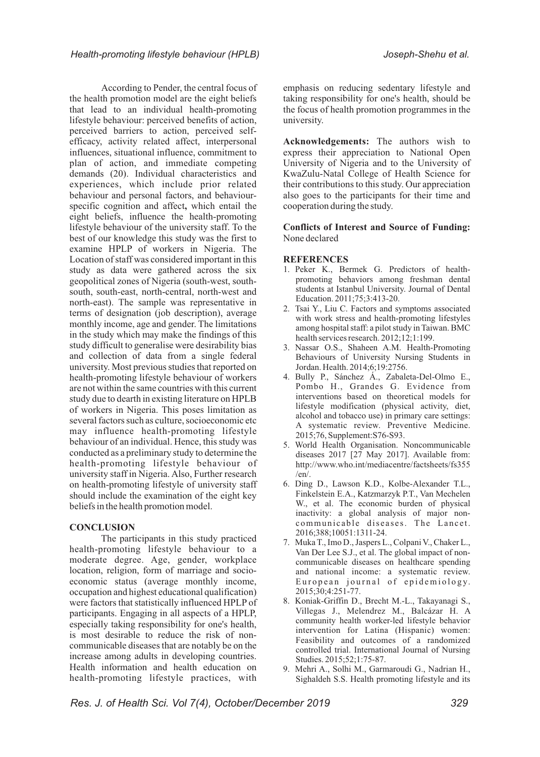According to Pender, the central focus of the health promotion model are the eight beliefs that lead to an individual health-promoting lifestyle behaviour: perceived benefits of action, perceived barriers to action, perceived self-efficacy, activity related affect, interpersonal influences, situational influence, commitment to plan of action, and immediate competing demands (20). Individual characteristics and experiences, which include prior related behaviour and personal factors, and behaviour-specific cognition and affect**,** which entail the eight beliefs, influence the health-promoting lifestyle behaviour of the university staff. To the best of our knowledge this study was the first to examine HPLP of workers in Nigeria. The Location of staff was considered important in this study as data were gathered across the six geopolitical zones of Nigeria (south-west, south-south, south-east, north-central, north-west and north-east). The sample was representative in terms of designation (job description), average monthly income, age and gender. The limitations in the study which may make the findings of this study difficult to generalise were desirability bias and collection of data from a single federal university. Most previous studies that reported on health-promoting lifestyle behaviour of workers are not within the same countries with this current study due to dearth in existing literature on HPLB of workers in Nigeria. This poses limitation as several factors such as culture, socioeconomic etc may influence health-promoting lifestyle behaviour of an individual. Hence, this study was conducted as a preliminary study to determine the health-promoting lifestyle behaviour of university staff in Nigeria. Also, Further research on health-promoting lifestyle of university staff should include the examination of the eight key beliefs in the health promotion model.

## CONCLUSION

The participants in this study practiced health-promoting lifestyle behaviour to a moderate degree. Age, gender, workplace location, religion, form of marriage and socio-economic status (average monthly income, occupation and highest educational qualification) were factors that statistically influenced HPLP of participants. Engaging in all aspects of a HPLP, especially taking responsibility for one's health, is most desirable to reduce the risk of non-communicable diseases that are notably be on the increase among adults in developing countries. Health information and health education on health-promoting lifestyle practices, with emphasis on reducing sedentary lifestyle and taking responsibility for one's health, should be the focus of health promotion programmes in the university.

**Acknowledgements:** The authors wish to express their appreciation to National Open University of Nigeria and to the University of KwaZulu-Natal College of Health Science for their contributions to this study. Our appreciation also goes to the participants for their time and cooperation during the study.

**Conflicts of Interest and Source of Funding:** None declared

## REFERENCES

1. Peker K., Bermek G. Predictors of health-promoting behaviors among freshman dental students at Istanbul University. Journal of Dental Education. 2011;75;3:413-20.
2. Tsai Y., Liu C. Factors and symptoms associated with work stress and health-promoting lifestyles among hospital staff: a pilot study in Taiwan. BMC health services research. 2012;12;1:199.
3. Nassar O.S., Shaheen A.M. Health-Promoting Behaviours of University Nursing Students in Jordan. Health. 2014;6;19:2756.
4. Bully P., Sánchez Á., Zabaleta-Del-Olmo E., Pombo H., Grandes G. Evidence from interventions based on theoretical models for lifestyle modification (physical activity, diet, alcohol and tobacco use) in primary care settings: A systematic review. Preventive Medicine. 2015;76, Supplement:S76-S93.
5. World Health Organisation. Noncommunicable diseases 2017 [27 May 2017]. Available from: http://www.who.int/mediacentre/factsheets/fs355/en/.
6. Ding D., Lawson K.D., Kolbe-Alexander T.L., Finkelstein E.A., Katzmarzyk P.T., Van Mechelen W., et al. The economic burden of physical inactivity: a global analysis of major non-communicable diseases. The Lancet. 2016;388;10051:1311-24.
7. Muka T., Imo D., Jaspers L., Colpani V., Chaker L., Van Der Lee S.J., et al. The global impact of non-communicable diseases on healthcare spending and national income: a systematic review. European journal of epidemiology. 2015;30;4:251-77.
8. Koniak-Griffin D., Brecht M.-L., Takayanagi S., Villegas J., Melendrez M., Balcázar H. A community health worker-led lifestyle behavior intervention for Latina (Hispanic) women: Feasibility and outcomes of a randomized controlled trial. International Journal of Nursing Studies. 2015;52;1:75-87.
9. Mehri A., Solhi M., Garmaroudi G., Nadrian H., Sighaldeh S.S. Health promoting lifestyle and its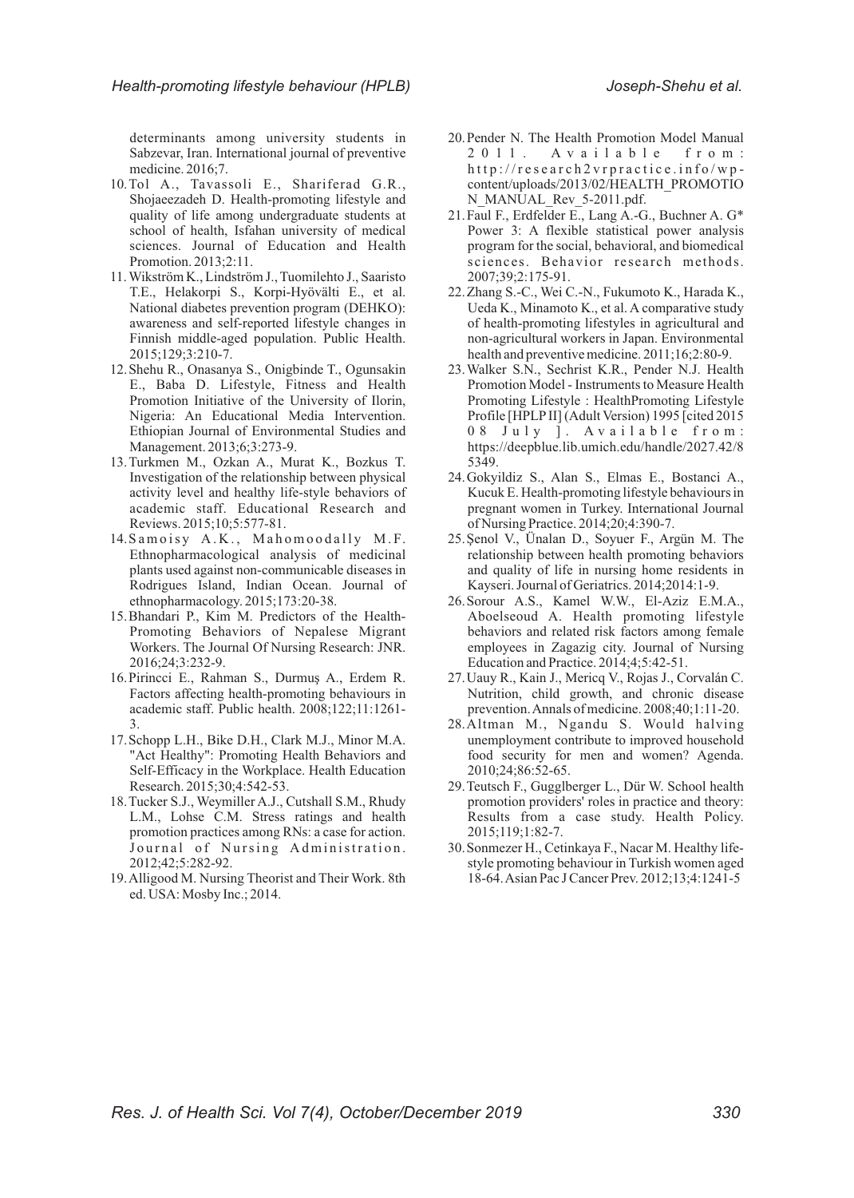determinants among university students in Sabzevar, Iran. International journal of preventive medicine. 2016;7.

10. Tol A., Tavassoli E., Shariferad G.R., Shojaeezadeh D. Health-promoting lifestyle and quality of life among undergraduate students at school of health, Isfahan university of medical sciences. Journal of Education and Health Promotion. 2013;2:11.
11. Wikström K., Lindström J., Tuomilehto J., Saaristo T.E., Helakorpi S., Korpi-Hyövälti E., et al. National diabetes prevention program (DEHKO): awareness and self-reported lifestyle changes in Finnish middle-aged population. Public Health. 2015;129;3:210-7.
12. Shehu R., Onasanya S., Onigbinde T., Ogunsakin E., Baba D. Lifestyle, Fitness and Health Promotion Initiative of the University of Ilorin, Nigeria: An Educational Media Intervention. Ethiopian Journal of Environmental Studies and Management. 2013;6;3:273-9.
13. Turkmen M., Ozkan A., Murat K., Bozkus T. Investigation of the relationship between physical activity level and healthy life-style behaviors of academic staff. Educational Research and Reviews. 2015;10;5:577-81.
14. Samoisy A.K., Mahomoodally M.F. Ethnopharmacological analysis of medicinal plants used against non-communicable diseases in Rodrigues Island, Indian Ocean. Journal of ethnopharmacology. 2015;173:20-38.
15. Bhandari P., Kim M. Predictors of the Health-Promoting Behaviors of Nepalese Migrant Workers. The Journal Of Nursing Research: JNR. 2016;24;3:232-9.
16. Pirincci E., Rahman S., Durmuş A., Erdem R. Factors affecting health-promoting behaviours in academic staff. Public health. 2008;122;11:1261-3.
17. Schopp L.H., Bike D.H., Clark M.J., Minor M.A. "Act Healthy": Promoting Health Behaviors and Self-Efficacy in the Workplace. Health Education Research. 2015;30;4:542-53.
18. Tucker S.J., Weymiller A.J., Cutshall S.M., Rhudy L.M., Lohse C.M. Stress ratings and health promotion practices among RNs: a case for action. Journal of Nursing Administration. 2012;42;5:282-92.
19. Alligood M. Nursing Theorist and Their Work. 8th ed. USA: Mosby Inc.; 2014.
20. Pender N. The Health Promotion Model Manual 2011. Available from: http://research2vrpractice.info/wp-content/uploads/2013/02/HEALTH_PROMOTION_MANUAL_Rev_5-2011.pdf.
21. Faul F., Erdfelder E., Lang A.-G., Buchner A. G* Power 3: A flexible statistical power analysis program for the social, behavioral, and biomedical sciences. Behavior research methods. 2007;39;2:175-91.
22. Zhang S.-C., Wei C.-N., Fukumoto K., Harada K., Ueda K., Minamoto K., et al. A comparative study of health-promoting lifestyles in agricultural and non-agricultural workers in Japan. Environmental health and preventive medicine. 2011;16;2:80-9.
23. Walker S.N., Sechrist K.R., Pender N.J. Health Promotion Model - Instruments to Measure Health Promoting Lifestyle : HealthPromoting Lifestyle Profile [HPLP II] (Adult Version) 1995 [cited 2015 08 July ]. Available from: https://deepblue.lib.umich.edu/handle/2027.42/85349.
24. Gokyildiz S., Alan S., Elmas E., Bostanci A., Kucuk E. Health-promoting lifestyle behaviours in pregnant women in Turkey. International Journal of Nursing Practice. 2014;20;4:390-7.
25. Şenol V., Ünalan D., Soyuer F., Argün M. The relationship between health promoting behaviors and quality of life in nursing home residents in Kayseri. Journal of Geriatrics. 2014;2014:1-9.
26. Sorour A.S., Kamel W.W., El-Aziz E.M.A., Aboelseoud A. Health promoting lifestyle behaviors and related risk factors among female employees in Zagazig city. Journal of Nursing Education and Practice. 2014;4;5:42-51.
27. Uauy R., Kain J., Mericq V., Rojas J., Corvalán C. Nutrition, child growth, and chronic disease prevention. Annals of medicine. 2008;40;1:11-20.
28. Altman M., Ngandu S. Would halving unemployment contribute to improved household food security for men and women? Agenda. 2010;24;86:52-65.
29. Teutsch F., Gugglberger L., Dür W. School health promotion providers' roles in practice and theory: Results from a case study. Health Policy. 2015;119;1:82-7.
30. Sonmezer H., Cetinkaya F., Nacar M. Healthy life-style promoting behaviour in Turkish women aged 18-64. Asian Pac J Cancer Prev. 2012;13;4:1241-5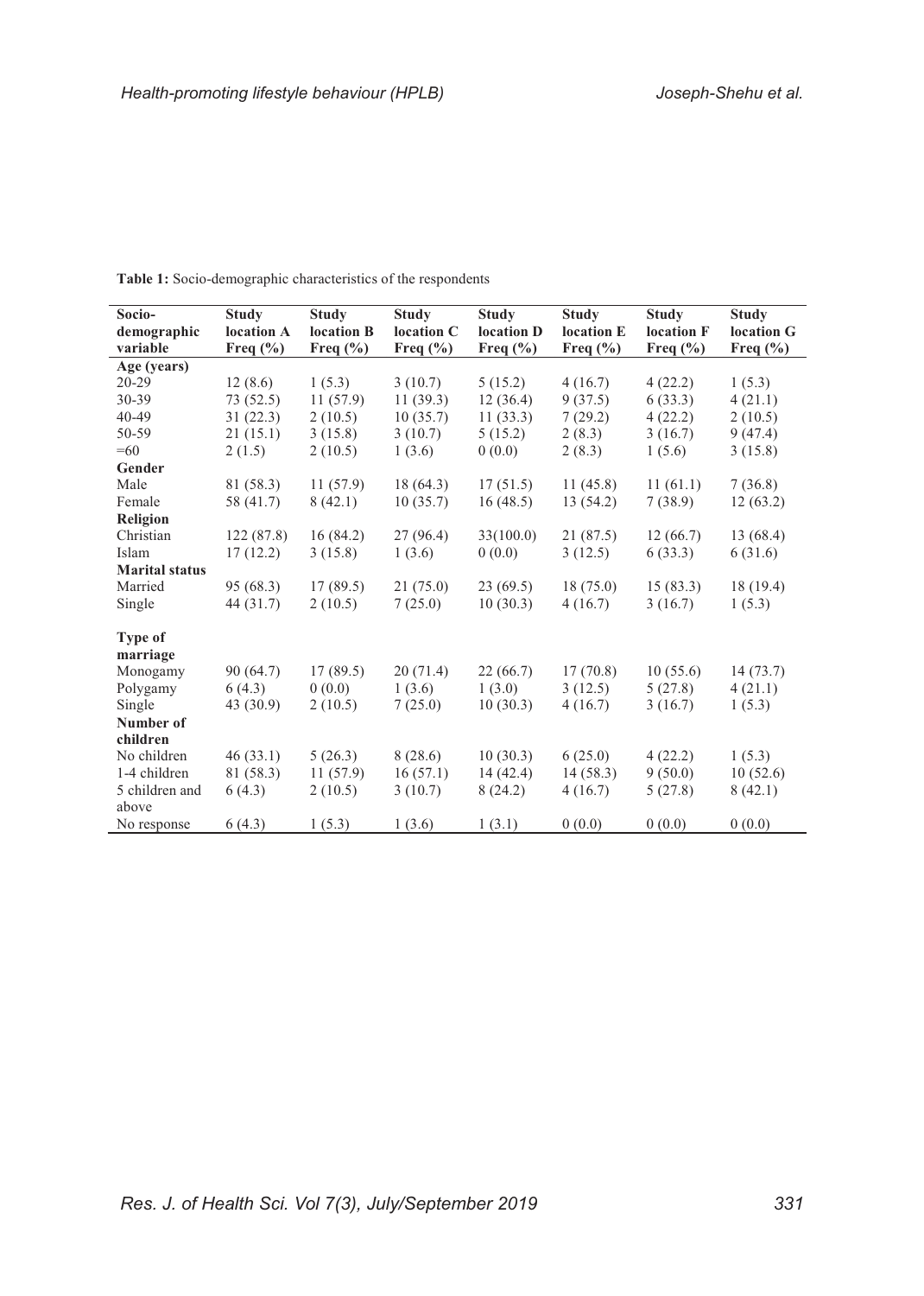**Table 1:** Socio-demographic characteristics of the respondents

| Socio-demographic variable | Study location A Freq (%) | Study location B Freq (%) | Study location C Freq (%) | Study location D Freq (%) | Study location E Freq (%) | Study location F Freq (%) | Study location G Freq (%) |
|---|---|---|---|---|---|---|---|
| **Age (years)** | | | | | | | |
| 20-29 | 12 (8.6) | 1 (5.3) | 3 (10.7) | 5 (15.2) | 4 (16.7) | 4 (22.2) | 1 (5.3) |
| 30-39 | 73 (52.5) | 11 (57.9) | 11 (39.3) | 12 (36.4) | 9 (37.5) | 6 (33.3) | 4 (21.1) |
| 40-49 | 31 (22.3) | 2 (10.5) | 10 (35.7) | 11 (33.3) | 7 (29.2) | 4 (22.2) | 2 (10.5) |
| 50-59 | 21 (15.1) | 3 (15.8) | 3 (10.7) | 5 (15.2) | 2 (8.3) | 3 (16.7) | 9 (47.4) |
| =60 | 2 (1.5) | 2 (10.5) | 1 (3.6) | 0 (0.0) | 2 (8.3) | 1 (5.6) | 3 (15.8) |
| **Gender** | | | | | | | |
| Male | 81 (58.3) | 11 (57.9) | 18 (64.3) | 17 (51.5) | 11 (45.8) | 11 (61.1) | 7 (36.8) |
| Female | 58 (41.7) | 8 (42.1) | 10 (35.7) | 16 (48.5) | 13 (54.2) | 7 (38.9) | 12 (63.2) |
| **Religion** | | | | | | | |
| Christian | 122 (87.8) | 16 (84.2) | 27 (96.4) | 33(100.0) | 21 (87.5) | 12 (66.7) | 13 (68.4) |
| Islam | 17 (12.2) | 3 (15.8) | 1 (3.6) | 0 (0.0) | 3 (12.5) | 6 (33.3) | 6 (31.6) |
| **Marital status** | | | | | | | |
| Married | 95 (68.3) | 17 (89.5) | 21 (75.0) | 23 (69.5) | 18 (75.0) | 15 (83.3) | 18 (19.4) |
| Single | 44 (31.7) | 2 (10.5) | 7 (25.0) | 10 (30.3) | 4 (16.7) | 3 (16.7) | 1 (5.3) |
| **Type of marriage** | | | | | | | |
| Monogamy | 90 (64.7) | 17 (89.5) | 20 (71.4) | 22 (66.7) | 17 (70.8) | 10 (55.6) | 14 (73.7) |
| Polygamy | 6 (4.3) | 0 (0.0) | 1 (3.6) | 1 (3.0) | 3 (12.5) | 5 (27.8) | 4 (21.1) |
| Single | 43 (30.9) | 2 (10.5) | 7 (25.0) | 10 (30.3) | 4 (16.7) | 3 (16.7) | 1 (5.3) |
| **Number of children** | | | | | | | |
| No children | 46 (33.1) | 5 (26.3) | 8 (28.6) | 10 (30.3) | 6 (25.0) | 4 (22.2) | 1 (5.3) |
| 1-4 children | 81 (58.3) | 11 (57.9) | 16 (57.1) | 14 (42.4) | 14 (58.3) | 9 (50.0) | 10 (52.6) |
| 5 children and above | 6 (4.3) | 2 (10.5) | 3 (10.7) | 8 (24.2) | 4 (16.7) | 5 (27.8) | 8 (42.1) |
| No response | 6 (4.3) | 1 (5.3) | 1 (3.6) | 1 (3.1) | 0 (0.0) | 0 (0.0) | 0 (0.0) |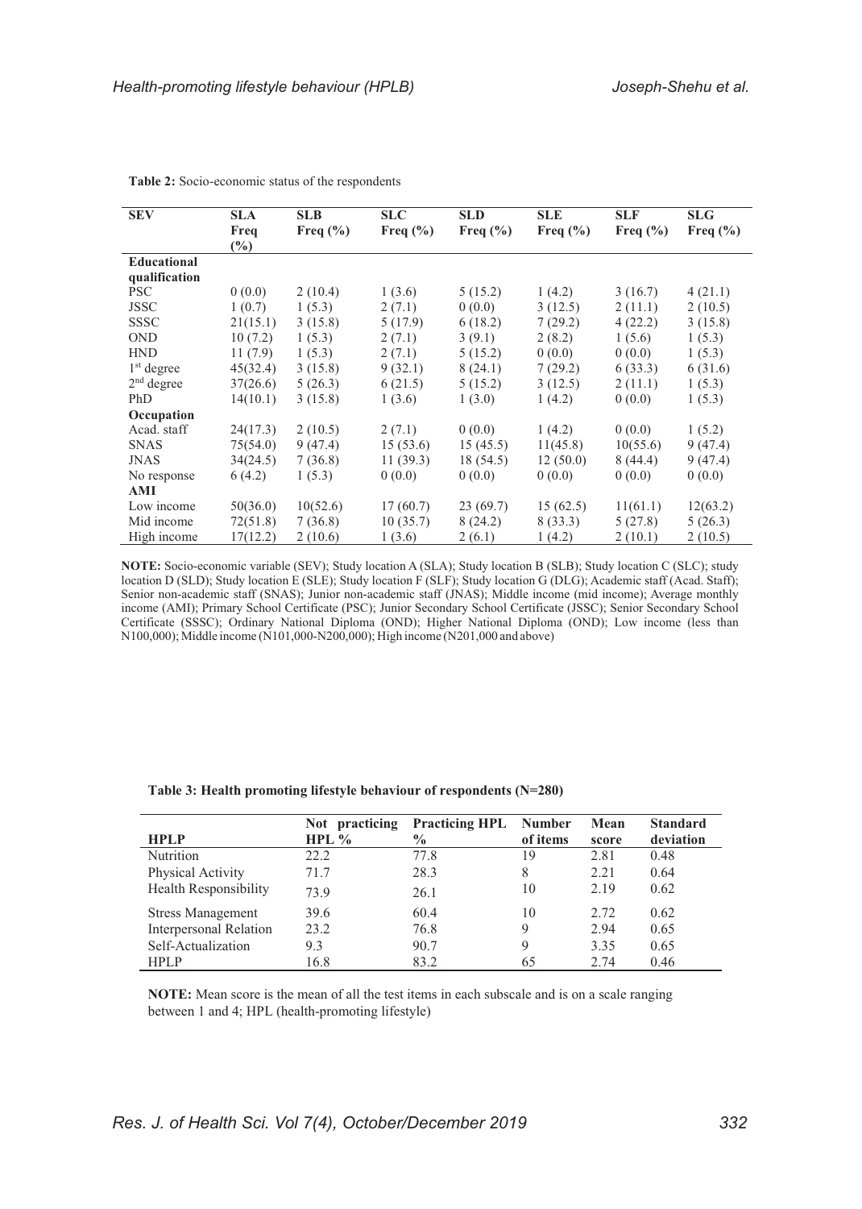**Table 2:** Socio-economic status of the respondents

| SEV | SLA Freq (%) | SLB Freq (%) | SLC Freq (%) | SLD Freq (%) | SLE Freq (%) | SLF Freq (%) | SLG Freq (%) |
|---|---|---|---|---|---|---|---|
| **Educational qualification** | | | | | | | |
| PSC | 0 (0.0) | 2 (10.4) | 1 (3.6) | 5 (15.2) | 1 (4.2) | 3 (16.7) | 4 (21.1) |
| JSSC | 1 (0.7) | 1 (5.3) | 2 (7.1) | 0 (0.0) | 3 (12.5) | 2 (11.1) | 2 (10.5) |
| SSSC | 21(15.1) | 3 (15.8) | 5 (17.9) | 6 (18.2) | 7 (29.2) | 4 (22.2) | 3 (15.8) |
| OND | 10 (7.2) | 1 (5.3) | 2 (7.1) | 3 (9.1) | 2 (8.2) | 1 (5.6) | 1 (5.3) |
| HND | 11 (7.9) | 1 (5.3) | 2 (7.1) | 5 (15.2) | 0 (0.0) | 0 (0.0) | 1 (5.3) |
| 1st degree | 45(32.4) | 3 (15.8) | 9 (32.1) | 8 (24.1) | 7 (29.2) | 6 (33.3) | 6 (31.6) |
| 2nd degree | 37(26.6) | 5 (26.3) | 6 (21.5) | 5 (15.2) | 3 (12.5) | 2 (11.1) | 1 (5.3) |
| PhD | 14(10.1) | 3 (15.8) | 1 (3.6) | 1 (3.0) | 1 (4.2) | 0 (0.0) | 1 (5.3) |
| **Occupation** | | | | | | | |
| Acad. staff | 24(17.3) | 2 (10.5) | 2 (7.1) | 0 (0.0) | 1 (4.2) | 0 (0.0) | 1 (5.2) |
| SNAS | 75(54.0) | 9 (47.4) | 15 (53.6) | 15 (45.5) | 11(45.8) | 10(55.6) | 9 (47.4) |
| JNAS | 34(24.5) | 7 (36.8) | 11 (39.3) | 18 (54.5) | 12 (50.0) | 8 (44.4) | 9 (47.4) |
| No response | 6 (4.2) | 1 (5.3) | 0 (0.0) | 0 (0.0) | 0 (0.0) | 0 (0.0) | 0 (0.0) |
| **AMI** | | | | | | | |
| Low income | 50(36.0) | 10(52.6) | 17 (60.7) | 23 (69.7) | 15 (62.5) | 11(61.1) | 12(63.2) |
| Mid income | 72(51.8) | 7 (36.8) | 10 (35.7) | 8 (24.2) | 8 (33.3) | 5 (27.8) | 5 (26.3) |
| High income | 17(12.2) | 2 (10.6) | 1 (3.6) | 2 (6.1) | 1 (4.2) | 2 (10.1) | 2 (10.5) |

**NOTE:** Socio-economic variable (SEV); Study location A (SLA); Study location B (SLB); Study location C (SLC); study location D (SLD); Study location E (SLE); Study location F (SLF); Study location G (DLG); Academic staff (Acad. Staff); Senior non-academic staff (SNAS); Junior non-academic staff (JNAS); Middle income (mid income); Average monthly income (AMI); Primary School Certificate (PSC); Junior Secondary School Certificate (JSSC); Senior Secondary School Certificate (SSSC); Ordinary National Diploma (OND); Higher National Diploma (OND); Low income (less than N100,000); Middle income (N101,000-N200,000); High income (N201,000 and above)

**Table 3: Health promoting lifestyle behaviour of respondents (N=280)**

| HPLP | Not practicing HPL % | Practicing HPL % | Number of items | Mean score | Standard deviation |
|---|---|---|---|---|---|
| Nutrition | 22.2 | 77.8 | 19 | 2.81 | 0.48 |
| Physical Activity | 71.7 | 28.3 | 8 | 2.21 | 0.64 |
| Health Responsibility | 73.9 | 26.1 | 10 | 2.19 | 0.62 |
| Stress Management | 39.6 | 60.4 | 10 | 2.72 | 0.62 |
| Interpersonal Relation | 23.2 | 76.8 | 9 | 2.94 | 0.65 |
| Self-Actualization | 9.3 | 90.7 | 9 | 3.35 | 0.65 |
| HPLP | 16.8 | 83.2 | 65 | 2.74 | 0.46 |

**NOTE:** Mean score is the mean of all the test items in each subscale and is on a scale ranging between 1 and 4; HPL (health-promoting lifestyle)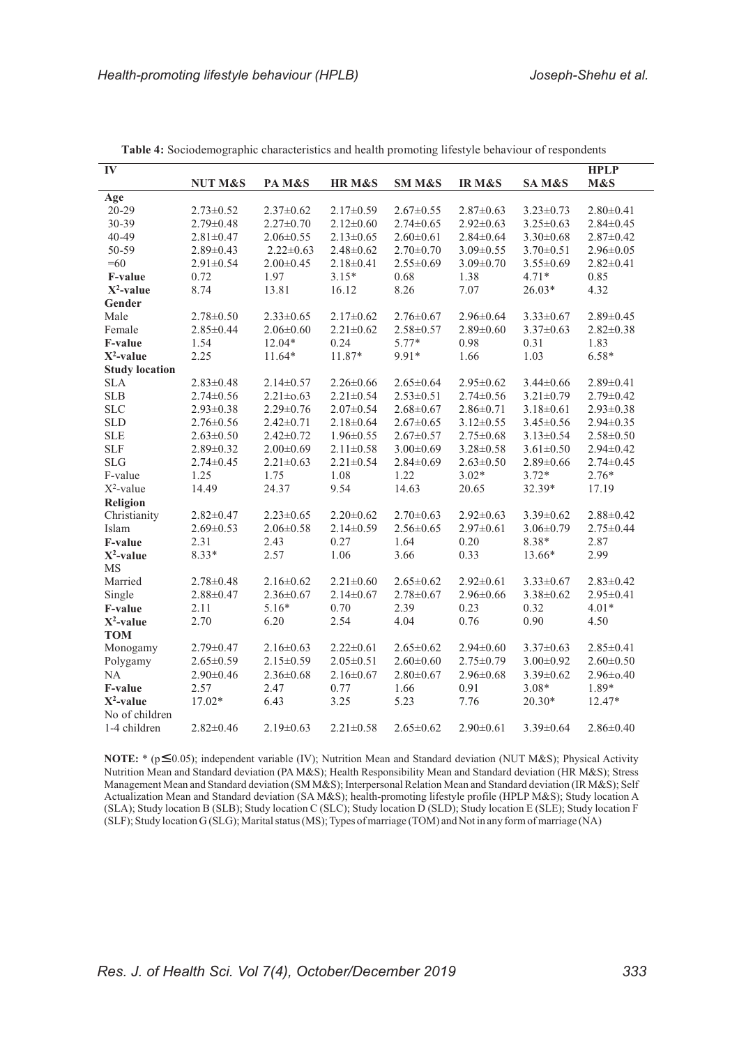**Table 4:** Sociodemographic characteristics and health promoting lifestyle behaviour of respondents

| IV | NUT M&S | PA M&S | HR M&S | SM M&S | IR M&S | SA M&S | HPLP M&S |
|---|---|---|---|---|---|---|---|
| **Age** | | | | | | | |
| 20-29 | 2.73±0.52 | 2.37±0.62 | 2.17±0.59 | 2.67±0.55 | 2.87±0.63 | 3.23±0.73 | 2.80±0.41 |
| 30-39 | 2.79±0.48 | 2.27±0.70 | 2.12±0.60 | 2.74±0.65 | 2.92±0.63 | 3.25±0.63 | 2.84±0.45 |
| 40-49 | 2.81±0.47 | 2.06±0.55 | 2.13±0.65 | 2.60±0.61 | 2.84±0.64 | 3.30±0.68 | 2.87±0.42 |
| 50-59 | 2.89±0.43 | 2.22±0.63 | 2.48±0.62 | 2.70±0.70 | 3.09±0.55 | 3.70±0.51 | 2.96±0.05 |
| =60 | 2.91±0.54 | 2.00±0.45 | 2.18±0.41 | 2.55±0.69 | 3.09±0.70 | 3.55±0.69 | 2.82±0.41 |
| **F-value** | 0.72 | 1.97 | 3.15* | 0.68 | 1.38 | 4.71* | 0.85 |
| **$X^2$-value** | 8.74 | 13.81 | 16.12 | 8.26 | 7.07 | 26.03* | 4.32 |
| **Gender** | | | | | | | |
| Male | 2.78±0.50 | 2.33±0.65 | 2.17±0.62 | 2.76±0.67 | 2.96±0.64 | 3.33±0.67 | 2.89±0.45 |
| Female | 2.85±0.44 | 2.06±0.60 | 2.21±0.62 | 2.58±0.57 | 2.89±0.60 | 3.37±0.63 | 2.82±0.38 |
| **F-value** | 1.54 | 12.04* | 0.24 | 5.77* | 0.98 | 0.31 | 1.83 |
| **$X^2$-value** | 2.25 | 11.64* | 11.87* | 9.91* | 1.66 | 1.03 | 6.58* |
| **Study location** | | | | | | | |
| SLA | 2.83±0.48 | 2.14±0.57 | 2.26±0.66 | 2.65±0.64 | 2.95±0.62 | 3.44±0.66 | 2.89±0.41 |
| SLB | 2.74±0.56 | 2.21±o.63 | 2.21±0.54 | 2.53±0.51 | 2.74±0.56 | 3.21±0.79 | 2.79±0.42 |
| SLC | 2.93±0.38 | 2.29±0.76 | 2.07±0.54 | 2.68±0.67 | 2.86±0.71 | 3.18±0.61 | 2.93±0.38 |
| SLD | 2.76±0.56 | 2.42±0.71 | 2.18±0.64 | 2.67±0.65 | 3.12±0.55 | 3.45±0.56 | 2.94±0.35 |
| SLE | 2.63±0.50 | 2.42±0.72 | 1.96±0.55 | 2.67±0.57 | 2.75±0.68 | 3.13±0.54 | 2.58±0.50 |
| SLF | 2.89±0.32 | 2.00±0.69 | 2.11±0.58 | 3.00±0.69 | 3.28±0.58 | 3.61±0.50 | 2.94±0.42 |
| SLG | 2.74±0.45 | 2.21±0.63 | 2.21±0.54 | 2.84±0.69 | 2.63±0.50 | 2.89±0.66 | 2.74±0.45 |
| F-value | 1.25 | 1.75 | 1.08 | 1.22 | 3.02* | 3.72* | 2.76* |
| $X^2$-value | 14.49 | 24.37 | 9.54 | 14.63 | 20.65 | 32.39* | 17.19 |
| **Religion** | | | | | | | |
| Christianity | 2.82±0.47 | 2.23±0.65 | 2.20±0.62 | 2.70±0.63 | 2.92±0.63 | 3.39±0.62 | 2.88±0.42 |
| Islam | 2.69±0.53 | 2.06±0.58 | 2.14±0.59 | 2.56±0.65 | 2.97±0.61 | 3.06±0.79 | 2.75±0.44 |
| **F-value** | 2.31 | 2.43 | 0.27 | 1.64 | 0.20 | 8.38* | 2.87 |
| **$X^2$-value** | 8.33* | 2.57 | 1.06 | 3.66 | 0.33 | 13.66* | 2.99 |
| MS | | | | | | | |
| Married | 2.78±0.48 | 2.16±0.62 | 2.21±0.60 | 2.65±0.62 | 2.92±0.61 | 3.33±0.67 | 2.83±0.42 |
| Single | 2.88±0.47 | 2.36±0.67 | 2.14±0.67 | 2.78±0.67 | 2.96±0.66 | 3.38±0.62 | 2.95±0.41 |
| **F-value** | 2.11 | 5.16* | 0.70 | 2.39 | 0.23 | 0.32 | 4.01* |
| **$X^2$-value** | 2.70 | 6.20 | 2.54 | 4.04 | 0.76 | 0.90 | 4.50 |
| **TOM** | | | | | | | |
| Monogamy | 2.79±0.47 | 2.16±0.63 | 2.22±0.61 | 2.65±0.62 | 2.94±0.60 | 3.37±0.63 | 2.85±0.41 |
| Polygamy | 2.65±0.59 | 2.15±0.59 | 2.05±0.51 | 2.60±0.60 | 2.75±0.79 | 3.00±0.92 | 2.60±0.50 |
| NA | 2.90±0.46 | 2.36±0.68 | 2.16±0.67 | 2.80±0.67 | 2.96±0.68 | 3.39±0.62 | 2.96±o.40 |
| **F-value** | 2.57 | 2.47 | 0.77 | 1.66 | 0.91 | 3.08* | 1.89* |
| **$X^2$-value** | 17.02* | 6.43 | 3.25 | 5.23 | 7.76 | 20.30* | 12.47* |
| No of children | | | | | | | |
| 1-4 children | 2.82±0.46 | 2.19±0.63 | 2.21±0.58 | 2.65±0.62 | 2.90±0.61 | 3.39±0.64 | 2.86±0.40 |

**NOTE:** * ($p \leq 0.05$); independent variable (IV); Nutrition Mean and Standard deviation (NUT M&S); Physical Activity Nutrition Mean and Standard deviation (PA M&S); Health Responsibility Mean and Standard deviation (HR M&S); Stress Management Mean and Standard deviation (SM M&S); Interpersonal Relation Mean and Standard deviation (IR M&S); Self Actualization Mean and Standard deviation (SA M&S); health-promoting lifestyle profile (HPLP M&S); Study location A (SLA); Study location B (SLB); Study location C (SLC); Study location D (SLD); Study location E (SLE); Study location F (SLF); Study location G (SLG); Marital status (MS); Types of marriage (TOM) and Not in any form of marriage (NA)